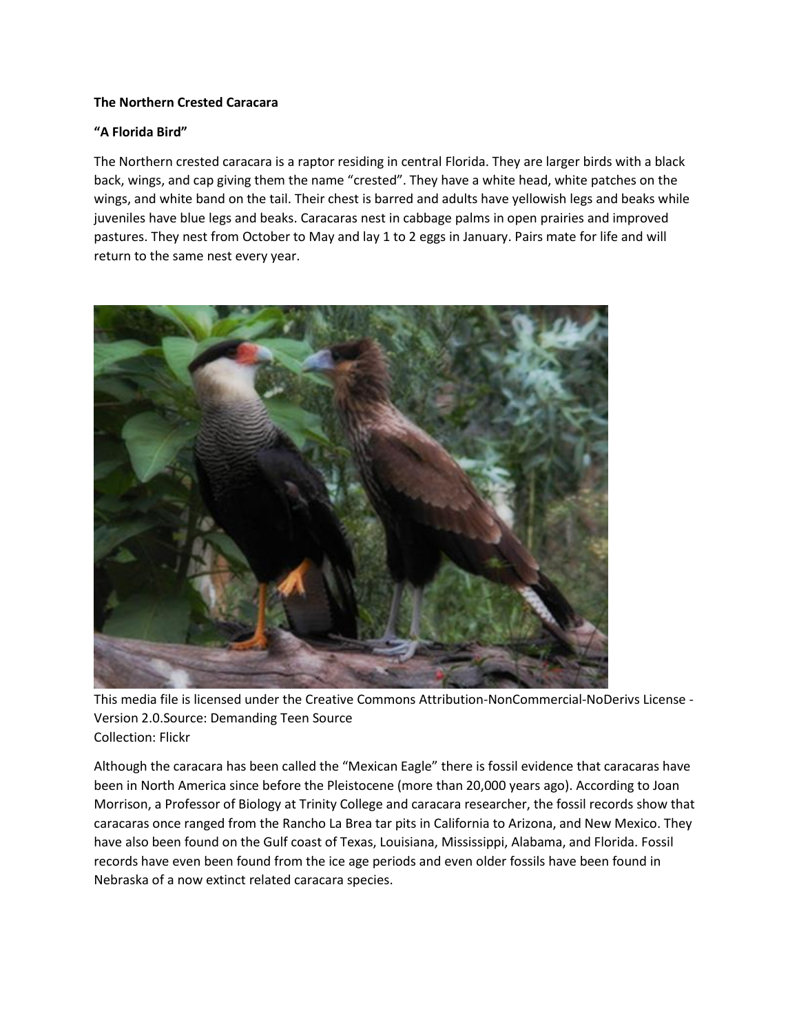**The Northern Crested Caracara**

**"A Florida Bird"**

The Northern crested caracara is a raptor residing in central Florida. They are larger birds with a black back, wings, and cap giving them the name "crested". They have a white head, white patches on the wings, and white band on the tail. Their chest is barred and adults have yellowish legs and beaks while juveniles have blue legs and beaks. Caracaras nest in cabbage palms in open prairies and improved pastures. They nest from October to May and lay 1 to 2 eggs in January. Pairs mate for life and will return to the same nest every year.

This media file is licensed under the Creative Commons Attribution-NonCommercial-NoDerivs License - Version 2.0.Source: Demanding Teen Source
Collection: Flickr

Although the caracara has been called the "Mexican Eagle" there is fossil evidence that caracaras have been in North America since before the Pleistocene (more than 20,000 years ago). According to Joan Morrison, a Professor of Biology at Trinity College and caracara researcher, the fossil records show that caracaras once ranged from the Rancho La Brea tar pits in California to Arizona, and New Mexico. They have also been found on the Gulf coast of Texas, Louisiana, Mississippi, Alabama, and Florida. Fossil records have even been found from the ice age periods and even older fossils have been found in Nebraska of a now extinct related caracara species.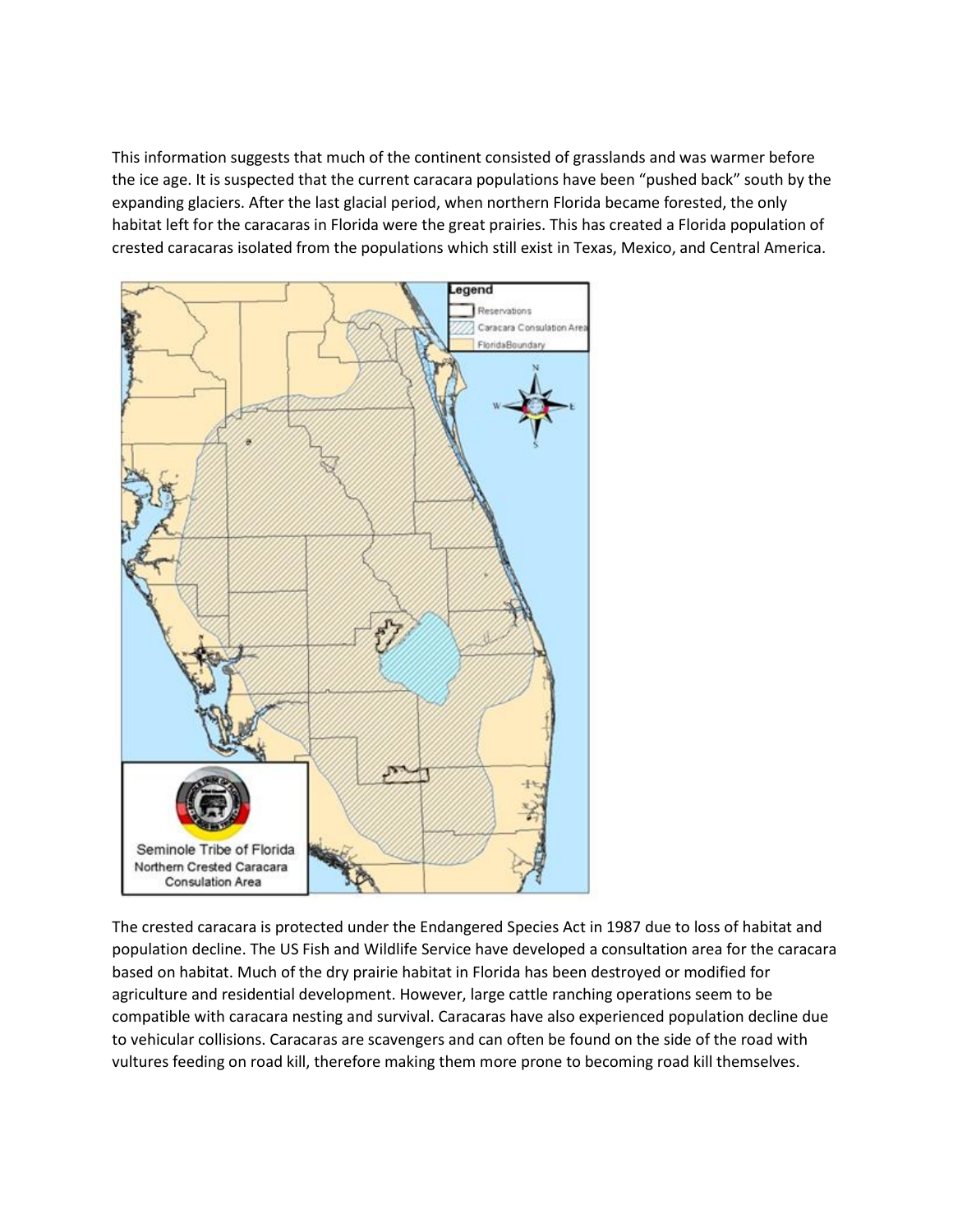This information suggests that much of the continent consisted of grasslands and was warmer before the ice age. It is suspected that the current caracara populations have been "pushed back" south by the expanding glaciers. After the last glacial period, when northern Florida became forested, the only habitat left for the caracaras in Florida were the great prairies. This has created a Florida population of crested caracaras isolated from the populations which still exist in Texas, Mexico, and Central America.

The crested caracara is protected under the Endangered Species Act in 1987 due to loss of habitat and population decline. The US Fish and Wildlife Service have developed a consultation area for the caracara based on habitat. Much of the dry prairie habitat in Florida has been destroyed or modified for agriculture and residential development. However, large cattle ranching operations seem to be compatible with caracara nesting and survival. Caracaras have also experienced population decline due to vehicular collisions. Caracaras are scavengers and can often be found on the side of the road with vultures feeding on road kill, therefore making them more prone to becoming road kill themselves.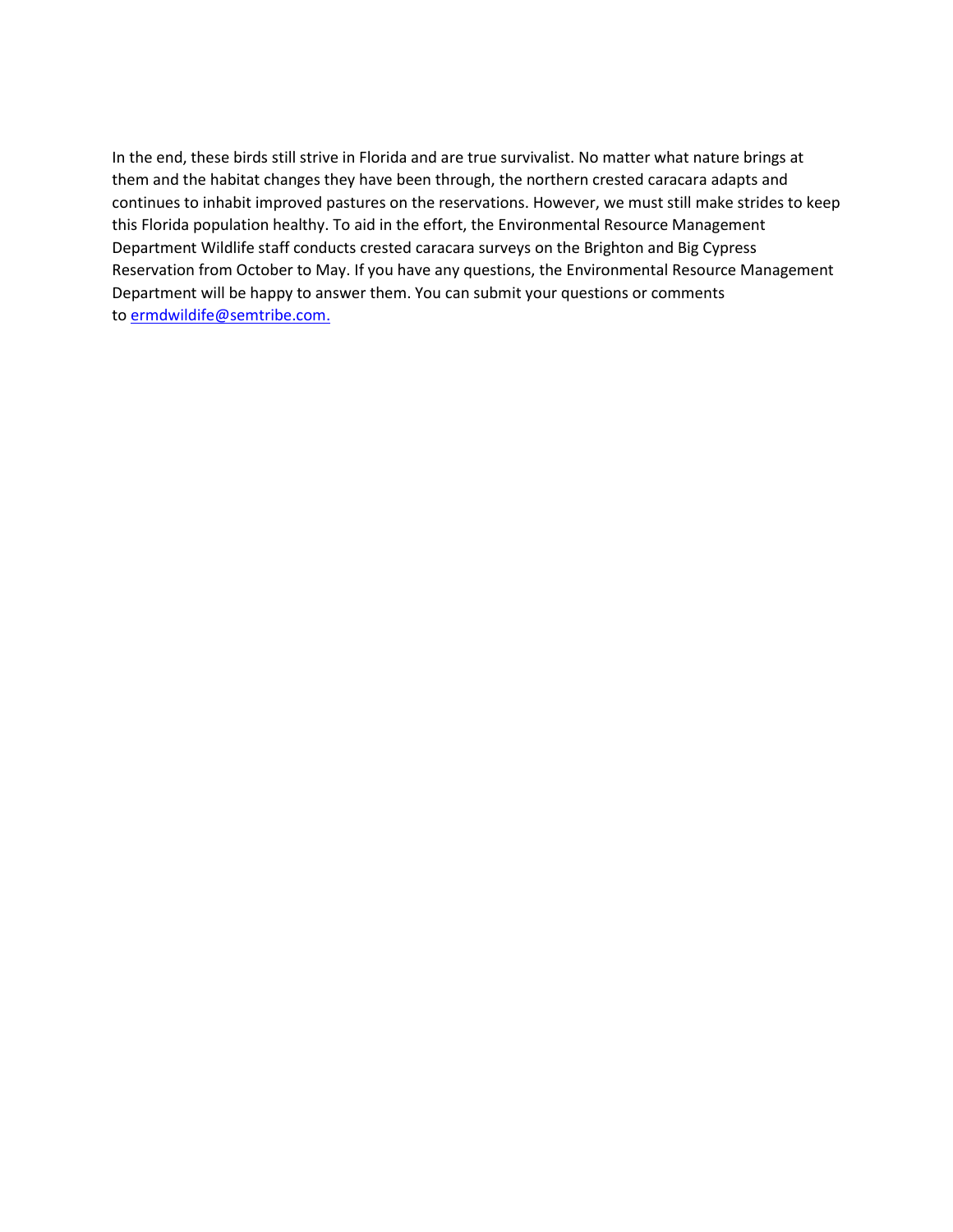In the end, these birds still strive in Florida and are true survivalist. No matter what nature brings at them and the habitat changes they have been through, the northern crested caracara adapts and continues to inhabit improved pastures on the reservations. However, we must still make strides to keep this Florida population healthy. To aid in the effort, the Environmental Resource Management Department Wildlife staff conducts crested caracara surveys on the Brighton and Big Cypress Reservation from October to May. If you have any questions, the Environmental Resource Management Department will be happy to answer them. You can submit your questions or comments to [ermdwildife@semtribe.com.](mailto:ermdwildife@semtribe.com)